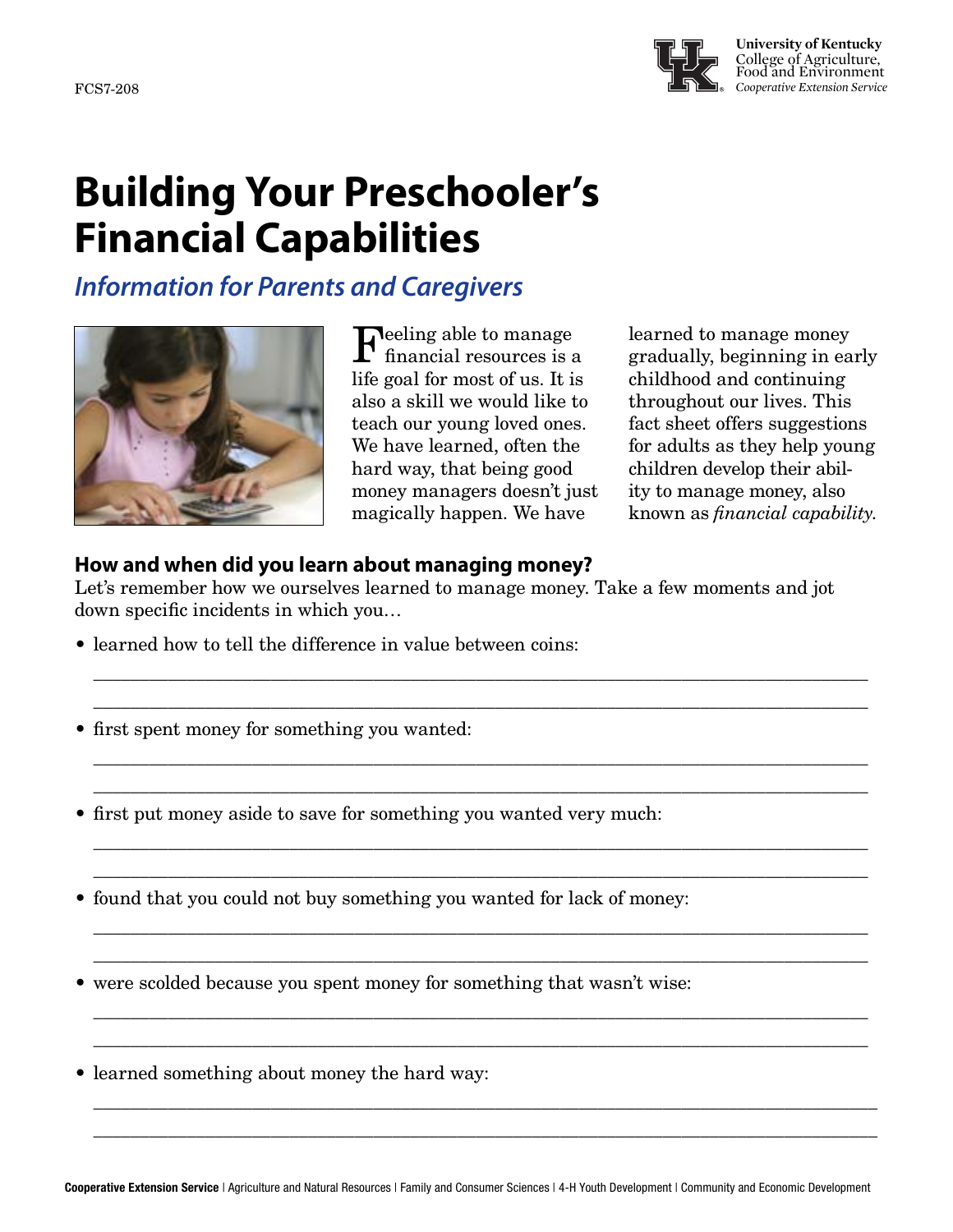FCS7-208

University of Kentucky
College of Agriculture, Food and Environment
*Cooperative Extension Service*

# Building Your Preschooler's Financial Capabilities

## *Information for Parents and Caregivers*

Feeling able to manage financial resources is a life goal for most of us. It is also a skill we would like to teach our young loved ones. We have learned, often the hard way, that being good money managers doesn't just magically happen. We have learned to manage money gradually, beginning in early childhood and continuing throughout our lives. This fact sheet offers suggestions for adults as they help young children develop their ability to manage money, also known as *financial capability.*

### How and when did you learn about managing money?

Let's remember how we ourselves learned to manage money. Take a few moments and jot down specific incidents in which you…

- learned how to tell the difference in value between coins:

\_\_\_\_\_\_\_\_\_\_\_\_\_\_\_\_\_\_\_\_\_\_\_\_\_\_\_\_\_\_\_\_\_\_\_\_\_\_\_\_\_\_\_\_\_\_\_\_\_\_\_\_\_\_\_\_\_\_\_\_\_\_\_\_\_\_\_\_\_\_\_\_\_\_\_\_\_\_

\_\_\_\_\_\_\_\_\_\_\_\_\_\_\_\_\_\_\_\_\_\_\_\_\_\_\_\_\_\_\_\_\_\_\_\_\_\_\_\_\_\_\_\_\_\_\_\_\_\_\_\_\_\_\_\_\_\_\_\_\_\_\_\_\_\_\_\_\_\_\_\_\_\_\_\_\_\_

- first spent money for something you wanted:

\_\_\_\_\_\_\_\_\_\_\_\_\_\_\_\_\_\_\_\_\_\_\_\_\_\_\_\_\_\_\_\_\_\_\_\_\_\_\_\_\_\_\_\_\_\_\_\_\_\_\_\_\_\_\_\_\_\_\_\_\_\_\_\_\_\_\_\_\_\_\_\_\_\_\_\_\_\_

\_\_\_\_\_\_\_\_\_\_\_\_\_\_\_\_\_\_\_\_\_\_\_\_\_\_\_\_\_\_\_\_\_\_\_\_\_\_\_\_\_\_\_\_\_\_\_\_\_\_\_\_\_\_\_\_\_\_\_\_\_\_\_\_\_\_\_\_\_\_\_\_\_\_\_\_\_\_

- first put money aside to save for something you wanted very much:

\_\_\_\_\_\_\_\_\_\_\_\_\_\_\_\_\_\_\_\_\_\_\_\_\_\_\_\_\_\_\_\_\_\_\_\_\_\_\_\_\_\_\_\_\_\_\_\_\_\_\_\_\_\_\_\_\_\_\_\_\_\_\_\_\_\_\_\_\_\_\_\_\_\_\_\_\_\_

\_\_\_\_\_\_\_\_\_\_\_\_\_\_\_\_\_\_\_\_\_\_\_\_\_\_\_\_\_\_\_\_\_\_\_\_\_\_\_\_\_\_\_\_\_\_\_\_\_\_\_\_\_\_\_\_\_\_\_\_\_\_\_\_\_\_\_\_\_\_\_\_\_\_\_\_\_\_

- found that you could not buy something you wanted for lack of money:

\_\_\_\_\_\_\_\_\_\_\_\_\_\_\_\_\_\_\_\_\_\_\_\_\_\_\_\_\_\_\_\_\_\_\_\_\_\_\_\_\_\_\_\_\_\_\_\_\_\_\_\_\_\_\_\_\_\_\_\_\_\_\_\_\_\_\_\_\_\_\_\_\_\_\_\_\_\_

\_\_\_\_\_\_\_\_\_\_\_\_\_\_\_\_\_\_\_\_\_\_\_\_\_\_\_\_\_\_\_\_\_\_\_\_\_\_\_\_\_\_\_\_\_\_\_\_\_\_\_\_\_\_\_\_\_\_\_\_\_\_\_\_\_\_\_\_\_\_\_\_\_\_\_\_\_\_

- were scolded because you spent money for something that wasn't wise:

\_\_\_\_\_\_\_\_\_\_\_\_\_\_\_\_\_\_\_\_\_\_\_\_\_\_\_\_\_\_\_\_\_\_\_\_\_\_\_\_\_\_\_\_\_\_\_\_\_\_\_\_\_\_\_\_\_\_\_\_\_\_\_\_\_\_\_\_\_\_\_\_\_\_\_\_\_\_

\_\_\_\_\_\_\_\_\_\_\_\_\_\_\_\_\_\_\_\_\_\_\_\_\_\_\_\_\_\_\_\_\_\_\_\_\_\_\_\_\_\_\_\_\_\_\_\_\_\_\_\_\_\_\_\_\_\_\_\_\_\_\_\_\_\_\_\_\_\_\_\_\_\_\_\_\_\_

- learned something about money the hard way:

\_\_\_\_\_\_\_\_\_\_\_\_\_\_\_\_\_\_\_\_\_\_\_\_\_\_\_\_\_\_\_\_\_\_\_\_\_\_\_\_\_\_\_\_\_\_\_\_\_\_\_\_\_\_\_\_\_\_\_\_\_\_\_\_\_\_\_\_\_\_\_\_\_\_\_\_\_\_

\_\_\_\_\_\_\_\_\_\_\_\_\_\_\_\_\_\_\_\_\_\_\_\_\_\_\_\_\_\_\_\_\_\_\_\_\_\_\_\_\_\_\_\_\_\_\_\_\_\_\_\_\_\_\_\_\_\_\_\_\_\_\_\_\_\_\_\_\_\_\_\_\_\_\_\_\_\_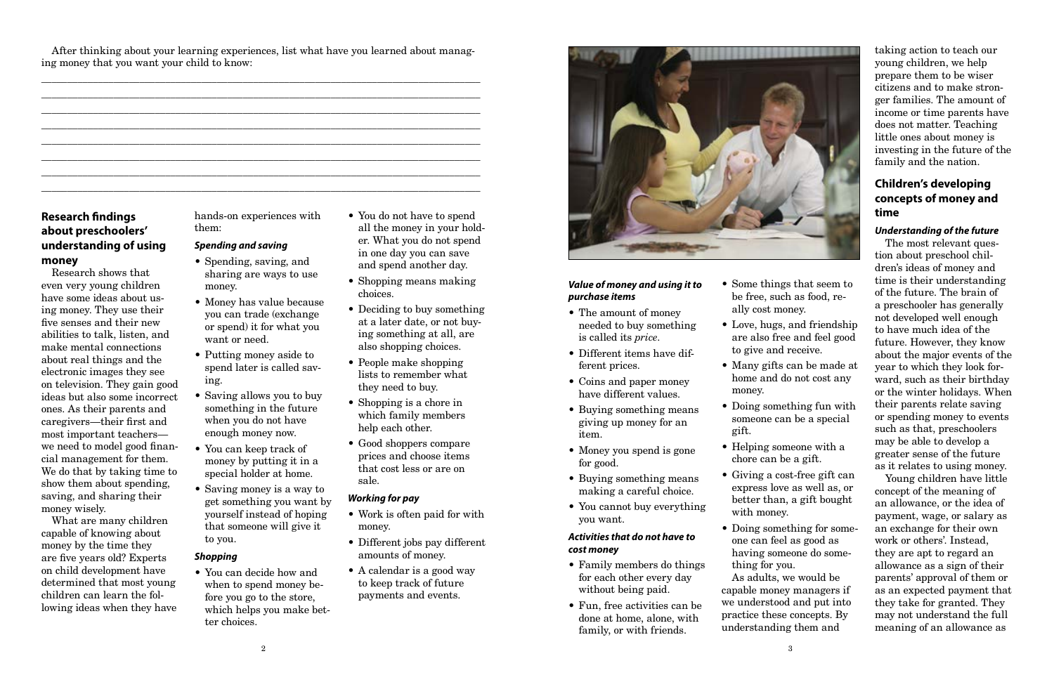After thinking about your learning experiences, list what have you learned about managing money that you want your child to know:

________________________________________________________________________________
________________________________________________________________________________
________________________________________________________________________________
________________________________________________________________________________
________________________________________________________________________________
________________________________________________________________________________
________________________________________________________________________________
________________________________________________________________________________

## Research findings about preschoolers' understanding of using money

Research shows that even very young children have some ideas about using money. They use their five senses and their new abilities to talk, listen, and make mental connections about real things and the electronic images they see on television. They gain good ideas but also some incorrect ones. As their parents and caregivers—their first and most important teachers—we need to model good financial management for them. We do that by taking time to show them about spending, saving, and sharing their money wisely.

What are many children capable of knowing about money by the time they are five years old? Experts on child development have determined that most young children can learn the following ideas when they have hands-on experiences with them:

### *Spending and saving*

- Spending, saving, and sharing are ways to use money.
- Money has value because you can trade (exchange or spend) it for what you want or need.
- Putting money aside to spend later is called saving.
- Saving allows you to buy something in the future when you do not have enough money now.
- You can keep track of money by putting it in a special holder at home.
- Saving money is a way to get something you want by yourself instead of hoping that someone will give it to you.

### *Shopping*

- You can decide how and when to spend money before you go to the store, which helps you make better choices.
- You do not have to spend all the money in your holder. What you do not spend in one day you can save and spend another day.
- Shopping means making choices.
- Deciding to buy something at a later date, or not buying something at all, are also shopping choices.
- People make shopping lists to remember what they need to buy.
- Shopping is a chore in which family members help each other.
- Good shoppers compare prices and choose items that cost less or are on sale.

### *Working for pay*

- Work is often paid for with money.
- Different jobs pay different amounts of money.
- A calendar is a good way to keep track of future payments and events.

### *Value of money and using it to purchase items*

- The amount of money needed to buy something is called its *price*.
- Different items have different prices.
- Coins and paper money have different values.
- Buying something means giving up money for an item.
- Money you spend is gone for good.
- Buying something means making a careful choice.
- You cannot buy everything you want.

### *Activities that do not have to cost money*

- Family members do things for each other every day without being paid.
- Fun, free activities can be done at home, alone, with family, or with friends.
- Some things that seem to be free, such as food, really cost money.
- Love, hugs, and friendship are also free and feel good to give and receive.
- Many gifts can be made at home and do not cost any money.
- Doing something fun with someone can be a special gift.
- Helping someone with a chore can be a gift.
- Giving a cost-free gift can express love as well as, or better than, a gift bought with money.
- Doing something for someone can feel as good as having someone do something for you.

As adults, we would be capable money managers if we understood and put into practice these concepts. By understanding them and taking action to teach our young children, we help prepare them to be wiser citizens and to make stronger families. The amount of income or time parents have does not matter. Teaching little ones about money is investing in the future of the family and the nation.

## Children's developing concepts of money and time

### *Understanding of the future*

The most relevant question about preschool children's ideas of money and time is their understanding of the future. The brain of a preschooler has generally not developed well enough to have much idea of the future. However, they know about the major events of the year to which they look forward, such as their birthday or the winter holidays. When their parents relate saving or spending money to events such as that, preschoolers may be able to develop a greater sense of the future as it relates to using money.

Young children have little concept of the meaning of an allowance, or the idea of payment, wage, or salary as an exchange for their own work or others'. Instead, they are apt to regard an allowance as a sign of their parents' approval of them or as an expected payment that they take for granted. They may not understand the full meaning of an allowance as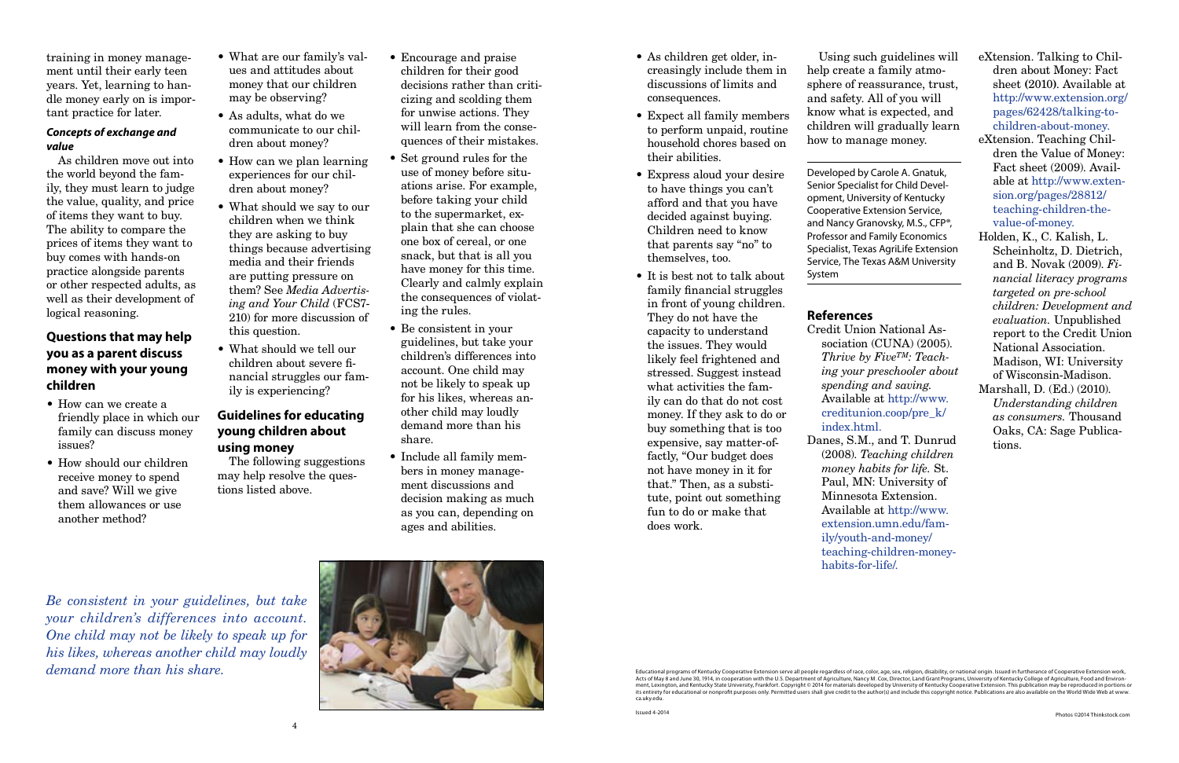training in money management until their early teen years. Yet, learning to handle money early on is important practice for later.

***Concepts of exchange and value***

As children move out into the world beyond the family, they must learn to judge the value, quality, and price of items they want to buy. The ability to compare the prices of items they want to buy comes with hands-on practice alongside parents or other respected adults, as well as their development of logical reasoning.

## Questions that may help you as a parent discuss money with your young children

- How can we create a friendly place in which our family can discuss money issues?
- How should our children receive money to spend and save? Will we give them allowances or use another method?
- What are our family's values and attitudes about money that our children may be observing?
- As adults, what do we communicate to our children about money?
- How can we plan learning experiences for our children about money?
- What should we say to our children when we think they are asking to buy things because advertising media and their friends are putting pressure on them? See *Media Advertising and Your Child* (FCS7-210) for more discussion of this question.
- What should we tell our children about severe financial struggles our family is experiencing?

## Guidelines for educating young children about using money

The following suggestions may help resolve the questions listed above.

- Encourage and praise children for their good decisions rather than criticizing and scolding them for unwise actions. They will learn from the consequences of their mistakes.
- Set ground rules for the use of money before situations arise. For example, before taking your child to the supermarket, explain that she can choose one box of cereal, or one snack, but that is all you have money for this time. Clearly and calmly explain the consequences of violating the rules.
- Be consistent in your guidelines, but take your children's differences into account. One child may not be likely to speak up for his likes, whereas another child may loudly demand more than his share.
- Include all family members in money management discussions and decision making as much as you can, depending on ages and abilities.
- As children get older, increasingly include them in discussions of limits and consequences.
- Expect all family members to perform unpaid, routine household chores based on their abilities.
- Express aloud your desire to have things you can't afford and that you have decided against buying. Children need to know that parents say "no" to themselves, too.
- It is best not to talk about family financial struggles in front of young children. They do not have the capacity to understand the issues. They would likely feel frightened and stressed. Suggest instead what activities the family can do that do not cost money. If they ask to do or buy something that is too expensive, say matter-of-factly, "Our budget does not have money in it for that." Then, as a substitute, point out something fun to do or make that does work.

Using such guidelines will help create a family atmosphere of reassurance, trust, and safety. All of you will know what is expected, and children will gradually learn how to manage money.

*Be consistent in your guidelines, but take your children's differences into account. One child may not be likely to speak up for his likes, whereas another child may loudly demand more than his share.*

Developed by Carole A. Gnatuk, Senior Specialist for Child Development, University of Kentucky Cooperative Extension Service, and Nancy Granovsky, M.S., CFP®, Professor and Family Economics Specialist, Texas AgriLife Extension Service, The Texas A&M University System

## References

Credit Union National Association (CUNA) (2005). *Thrive by Five™: Teaching your preschooler about spending and saving.* Available at http://www.creditunion.coop/pre_k/index.html.

Danes, S.M., and T. Dunrud (2008). *Teaching children money habits for life.* St. Paul, MN: University of Minnesota Extension. Available at http://www.extension.umn.edu/family/youth-and-money/teaching-children-money-habits-for-life/.

eXtension. Talking to Children about Money: Fact sheet (2010). Available at http://www.extension.org/pages/62428/talking-to-children-about-money.

eXtension. Teaching Children the Value of Money: Fact sheet (2009). Available at http://www.extension.org/pages/28812/teaching-children-the-value-of-money.

Holden, K., C. Kalish, L. Scheinholtz, D. Dietrich, and B. Novak (2009). *Financial literacy programs targeted on pre-school children: Development and evaluation.* Unpublished report to the Credit Union National Association. Madison, WI: University of Wisconsin-Madison.

Marshall, D. (Ed.) (2010). *Understanding children as consumers.* Thousand Oaks, CA: Sage Publications.

Educational programs of Kentucky Cooperative Extension serve all people regardless of race, color, age, sex, religion, disability, or national origin. Issued in furtherance of Cooperative Extension work, Acts of May 8 and June 30, 1914, in cooperation with the U.S. Department of Agriculture, Nancy M. Cox, Director, Land Grant Programs, University of Kentucky College of Agriculture, Food and Environment, Lexington, and Kentucky State University, Frankfort. Copyright © 2014 for materials developed by University of Kentucky Cooperative Extension. This publication may be reproduced in portions or its entirety for educational or nonprofit purposes only. Permitted users shall give credit to the author(s) and include this copyright notice. Publications are also available on the World Wide Web at www.ca.uky.edu.

Issued 4-2014

Photos ©2014 Thinkstock.com